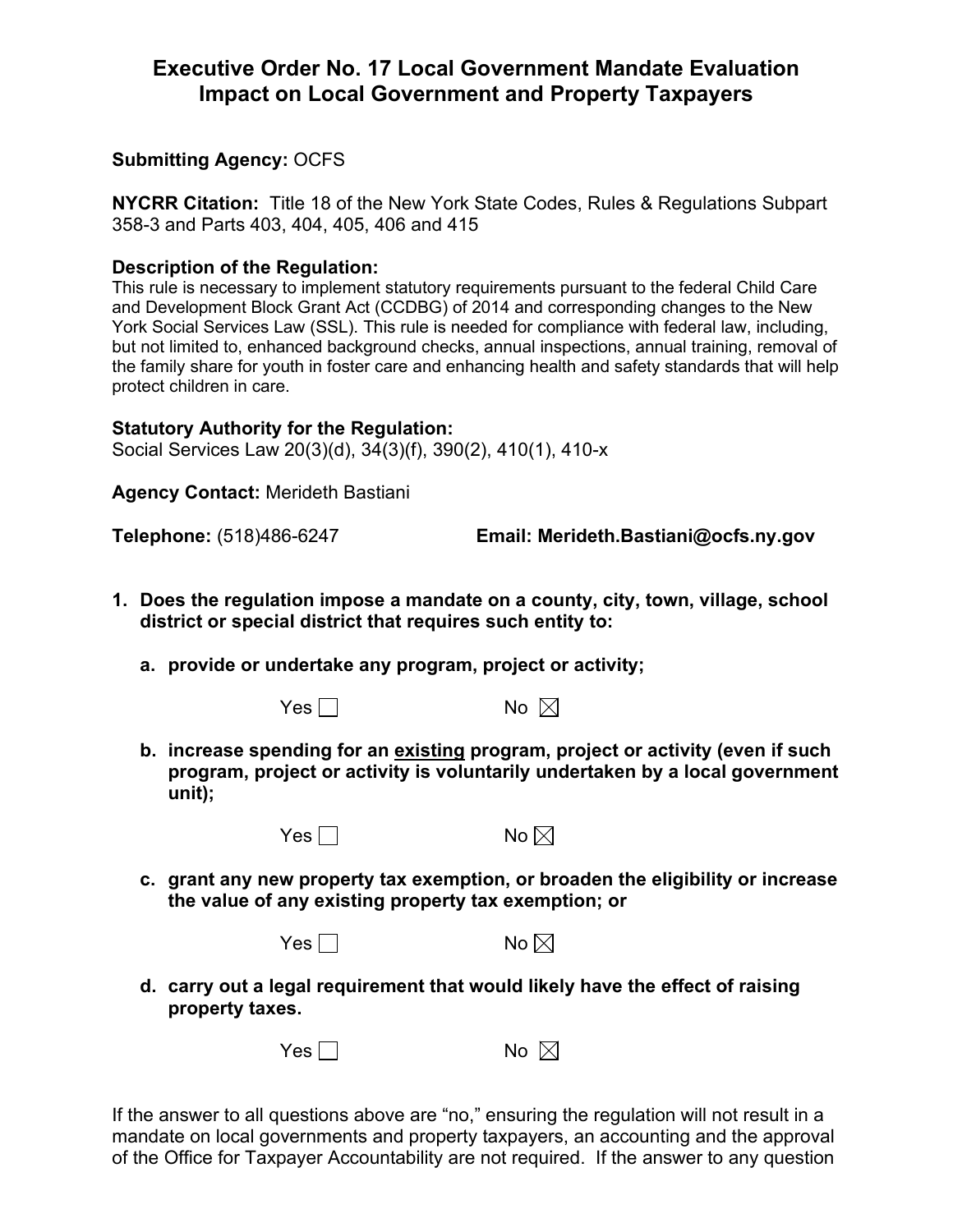# Executive Order No. 17 Local Government Mandate Evaluation Impact on Local Government and Property Taxpayers

**Submitting Agency:** OCFS

**NYCRR Citation:** Title 18 of the New York State Codes, Rules & Regulations Subpart 358-3 and Parts 403, 404, 405, 406 and 415

**Description of the Regulation:**
This rule is necessary to implement statutory requirements pursuant to the federal Child Care and Development Block Grant Act (CCDBG) of 2014 and corresponding changes to the New York Social Services Law (SSL). This rule is needed for compliance with federal law, including, but not limited to, enhanced background checks, annual inspections, annual training, removal of the family share for youth in foster care and enhancing health and safety standards that will help protect children in care.

**Statutory Authority for the Regulation:**
Social Services Law 20(3)(d), 34(3)(f), 390(2), 410(1), 410-x

**Agency Contact:** Merideth Bastiani

**Telephone:** (518)486-6247 **Email: Merideth.Bastiani@ocfs.ny.gov**

1. **Does the regulation impose a mandate on a county, city, town, village, school district or special district that requires such entity to:**

   a. **provide or undertake any program, project or activity;**

      Yes ☐ No ☒

   b. **increase spending for an existing program, project or activity (even if such program, project or activity is voluntarily undertaken by a local government unit);**

      Yes ☐ No ☒

   c. **grant any new property tax exemption, or broaden the eligibility or increase the value of any existing property tax exemption; or**

      Yes ☐ No ☒

   d. **carry out a legal requirement that would likely have the effect of raising property taxes.**

      Yes ☐ No ☒

If the answer to all questions above are "no," ensuring the regulation will not result in a mandate on local governments and property taxpayers, an accounting and the approval of the Office for Taxpayer Accountability are not required. If the answer to any question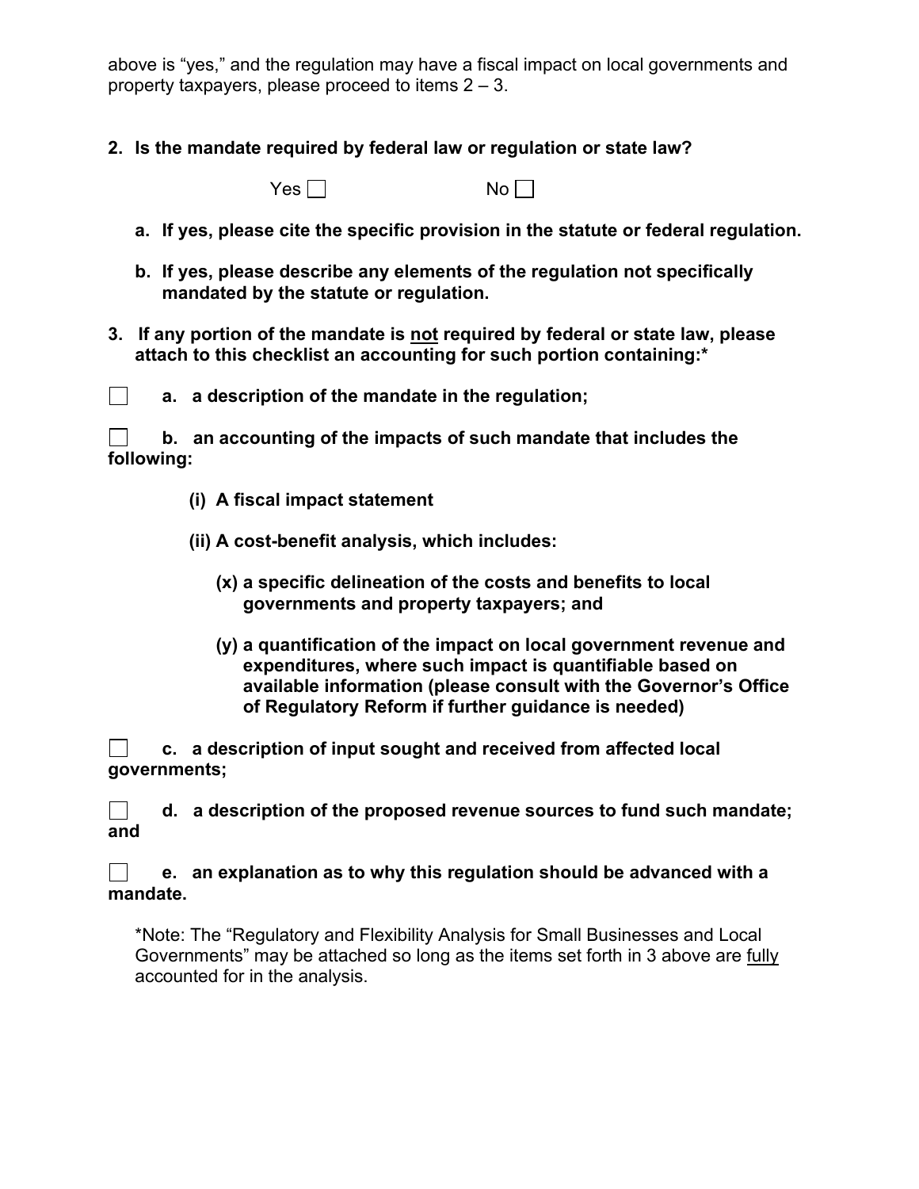above is "yes," and the regulation may have a fiscal impact on local governments and property taxpayers, please proceed to items 2 – 3.

**2. Is the mandate required by federal law or regulation or state law?**

Yes ☐ No ☐

**a. If yes, please cite the specific provision in the statute or federal regulation.**

**b. If yes, please describe any elements of the regulation not specifically mandated by the statute or regulation.**

**3. If any portion of the mandate is <u>not</u> required by federal or state law, please attach to this checklist an accounting for such portion containing:***

☐ **a. a description of the mandate in the regulation;**

☐ **b. an accounting of the impacts of such mandate that includes the following:**

**(i) A fiscal impact statement**

**(ii) A cost-benefit analysis, which includes:**

**(x) a specific delineation of the costs and benefits to local governments and property taxpayers; and**

**(y) a quantification of the impact on local government revenue and expenditures, where such impact is quantifiable based on available information (please consult with the Governor's Office of Regulatory Reform if further guidance is needed)**

☐ **c. a description of input sought and received from affected local governments;**

☐ **d. a description of the proposed revenue sources to fund such mandate; and**

☐ **e. an explanation as to why this regulation should be advanced with a mandate.**

*Note: The "Regulatory and Flexibility Analysis for Small Businesses and Local Governments" may be attached so long as the items set forth in 3 above are <u>fully</u> accounted for in the analysis.